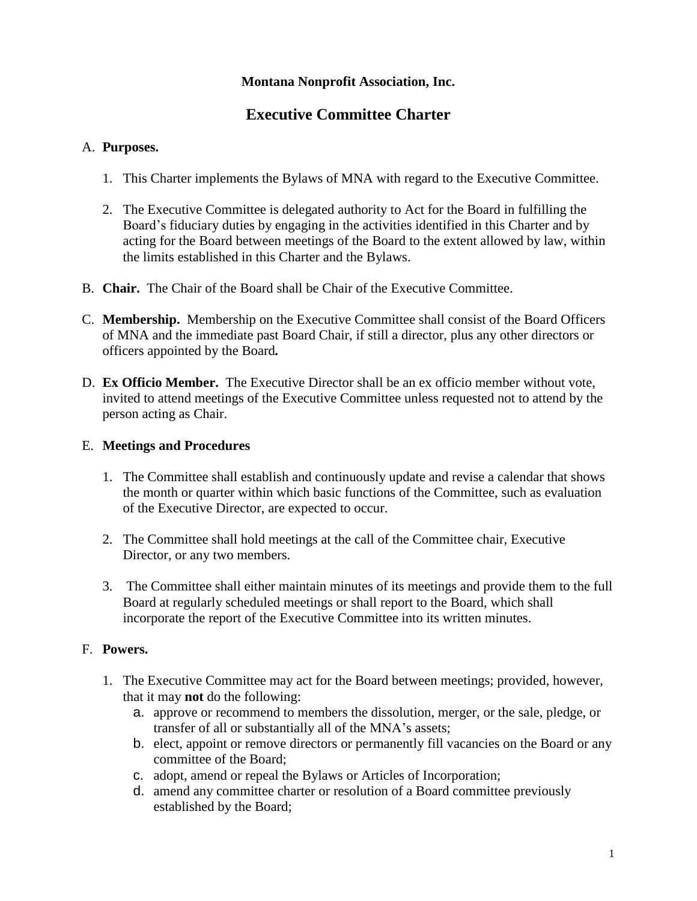**Montana Nonprofit Association, Inc.**

# Executive Committee Charter

A. **Purposes.**

1. This Charter implements the Bylaws of MNA with regard to the Executive Committee.

2. The Executive Committee is delegated authority to Act for the Board in fulfilling the Board's fiduciary duties by engaging in the activities identified in this Charter and by acting for the Board between meetings of the Board to the extent allowed by law, within the limits established in this Charter and the Bylaws.

B. **Chair.** The Chair of the Board shall be Chair of the Executive Committee.

C. **Membership.** Membership on the Executive Committee shall consist of the Board Officers of MNA and the immediate past Board Chair, if still a director, plus any other directors or officers appointed by the Board**.**

D. **Ex Officio Member.** The Executive Director shall be an ex officio member without vote, invited to attend meetings of the Executive Committee unless requested not to attend by the person acting as Chair.

E. **Meetings and Procedures**

1. The Committee shall establish and continuously update and revise a calendar that shows the month or quarter within which basic functions of the Committee, such as evaluation of the Executive Director, are expected to occur.

2. The Committee shall hold meetings at the call of the Committee chair, Executive Director, or any two members.

3. The Committee shall either maintain minutes of its meetings and provide them to the full Board at regularly scheduled meetings or shall report to the Board, which shall incorporate the report of the Executive Committee into its written minutes.

F. **Powers.**

1. The Executive Committee may act for the Board between meetings; provided, however, that it may **not** do the following:
   a. approve or recommend to members the dissolution, merger, or the sale, pledge, or transfer of all or substantially all of the MNA's assets;
   b. elect, appoint or remove directors or permanently fill vacancies on the Board or any committee of the Board;
   c. adopt, amend or repeal the Bylaws or Articles of Incorporation;
   d. amend any committee charter or resolution of a Board committee previously established by the Board;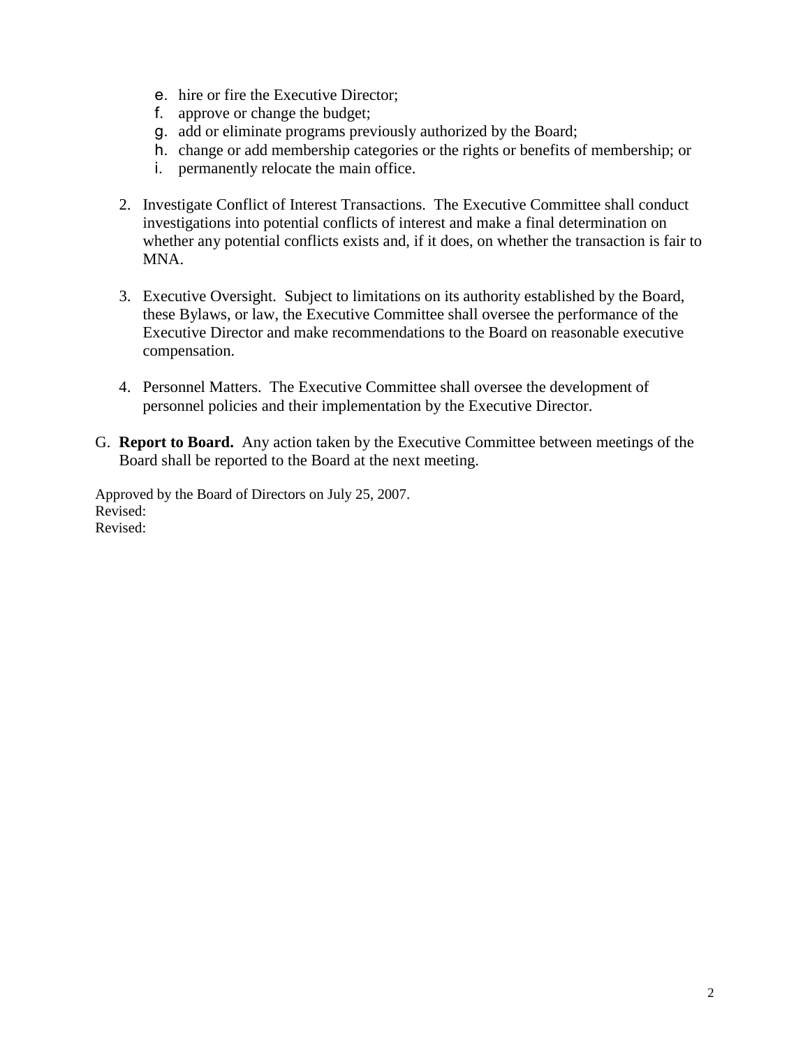e. hire or fire the Executive Director;
   f. approve or change the budget;
   g. add or eliminate programs previously authorized by the Board;
   h. change or add membership categories or the rights or benefits of membership; or
   i. permanently relocate the main office.

2. Investigate Conflict of Interest Transactions. The Executive Committee shall conduct investigations into potential conflicts of interest and make a final determination on whether any potential conflicts exists and, if it does, on whether the transaction is fair to MNA.

3. Executive Oversight. Subject to limitations on its authority established by the Board, these Bylaws, or law, the Executive Committee shall oversee the performance of the Executive Director and make recommendations to the Board on reasonable executive compensation.

4. Personnel Matters. The Executive Committee shall oversee the development of personnel policies and their implementation by the Executive Director.

G. **Report to Board.** Any action taken by the Executive Committee between meetings of the Board shall be reported to the Board at the next meeting.

Approved by the Board of Directors on July 25, 2007.
Revised:
Revised: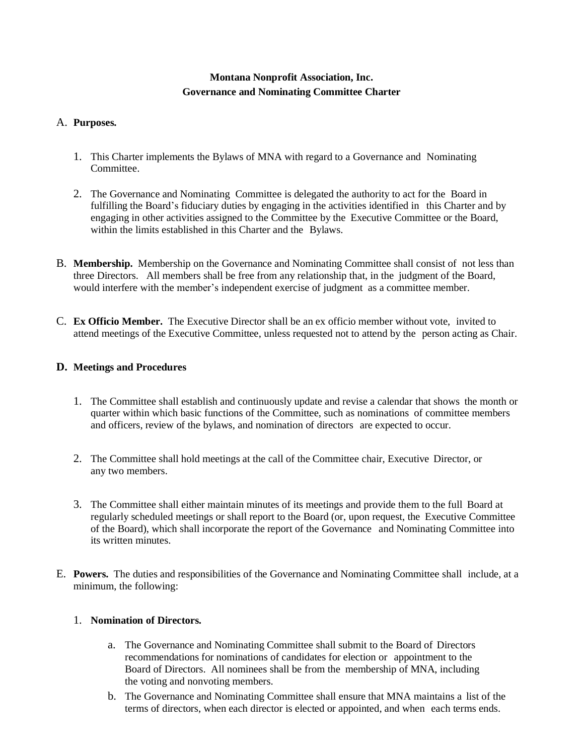**Montana Nonprofit Association, Inc.**
**Governance and Nominating Committee Charter**

A. **Purposes.**

1. This Charter implements the Bylaws of MNA with regard to a Governance and Nominating Committee.

2. The Governance and Nominating Committee is delegated the authority to act for the Board in fulfilling the Board's fiduciary duties by engaging in the activities identified in this Charter and by engaging in other activities assigned to the Committee by the Executive Committee or the Board, within the limits established in this Charter and the Bylaws.

B. **Membership.** Membership on the Governance and Nominating Committee shall consist of not less than three Directors. All members shall be free from any relationship that, in the judgment of the Board, would interfere with the member's independent exercise of judgment as a committee member.

C. **Ex Officio Member.** The Executive Director shall be an ex officio member without vote, invited to attend meetings of the Executive Committee, unless requested not to attend by the person acting as Chair.

**D. Meetings and Procedures**

1. The Committee shall establish and continuously update and revise a calendar that shows the month or quarter within which basic functions of the Committee, such as nominations of committee members and officers, review of the bylaws, and nomination of directors are expected to occur.

2. The Committee shall hold meetings at the call of the Committee chair, Executive Director, or any two members.

3. The Committee shall either maintain minutes of its meetings and provide them to the full Board at regularly scheduled meetings or shall report to the Board (or, upon request, the Executive Committee of the Board), which shall incorporate the report of the Governance and Nominating Committee into its written minutes.

E. **Powers.** The duties and responsibilities of the Governance and Nominating Committee shall include, at a minimum, the following:

1. **Nomination of Directors.**

   a. The Governance and Nominating Committee shall submit to the Board of Directors recommendations for nominations of candidates for election or appointment to the Board of Directors. All nominees shall be from the membership of MNA, including the voting and nonvoting members.

   b. The Governance and Nominating Committee shall ensure that MNA maintains a list of the terms of directors, when each director is elected or appointed, and when each terms ends.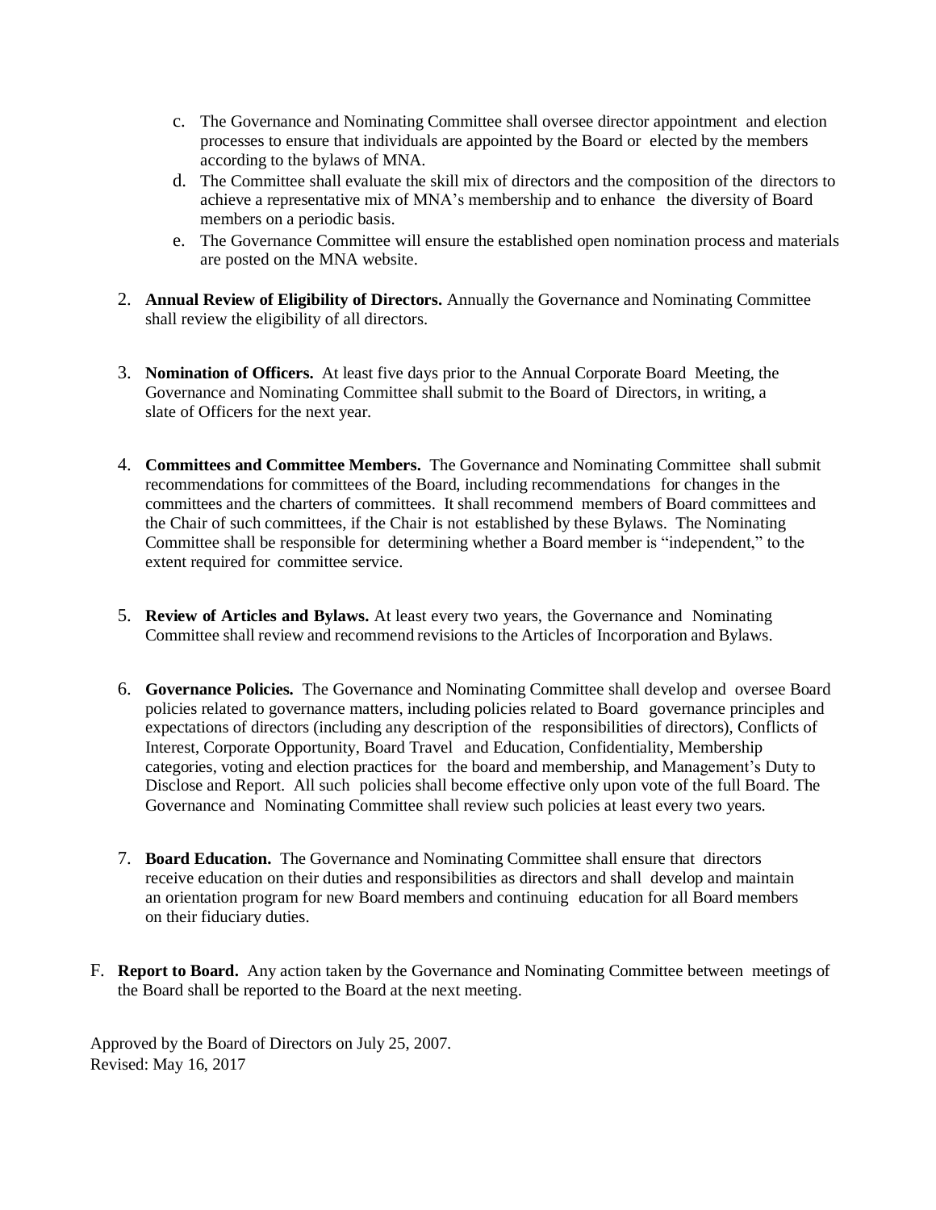c. The Governance and Nominating Committee shall oversee director appointment and election processes to ensure that individuals are appointed by the Board or elected by the members according to the bylaws of MNA.

d. The Committee shall evaluate the skill mix of directors and the composition of the directors to achieve a representative mix of MNA's membership and to enhance the diversity of Board members on a periodic basis.

e. The Governance Committee will ensure the established open nomination process and materials are posted on the MNA website.

2. **Annual Review of Eligibility of Directors.** Annually the Governance and Nominating Committee shall review the eligibility of all directors.

3. **Nomination of Officers.** At least five days prior to the Annual Corporate Board Meeting, the Governance and Nominating Committee shall submit to the Board of Directors, in writing, a slate of Officers for the next year.

4. **Committees and Committee Members.** The Governance and Nominating Committee shall submit recommendations for committees of the Board, including recommendations for changes in the committees and the charters of committees. It shall recommend members of Board committees and the Chair of such committees, if the Chair is not established by these Bylaws. The Nominating Committee shall be responsible for determining whether a Board member is "independent," to the extent required for committee service.

5. **Review of Articles and Bylaws.** At least every two years, the Governance and Nominating Committee shall review and recommend revisions to the Articles of Incorporation and Bylaws.

6. **Governance Policies.** The Governance and Nominating Committee shall develop and oversee Board policies related to governance matters, including policies related to Board governance principles and expectations of directors (including any description of the responsibilities of directors), Conflicts of Interest, Corporate Opportunity, Board Travel and Education, Confidentiality, Membership categories, voting and election practices for the board and membership, and Management's Duty to Disclose and Report. All such policies shall become effective only upon vote of the full Board. The Governance and Nominating Committee shall review such policies at least every two years.

7. **Board Education.** The Governance and Nominating Committee shall ensure that directors receive education on their duties and responsibilities as directors and shall develop and maintain an orientation program for new Board members and continuing education for all Board members on their fiduciary duties.

F. **Report to Board.** Any action taken by the Governance and Nominating Committee between meetings of the Board shall be reported to the Board at the next meeting.

Approved by the Board of Directors on July 25, 2007.
Revised: May 16, 2017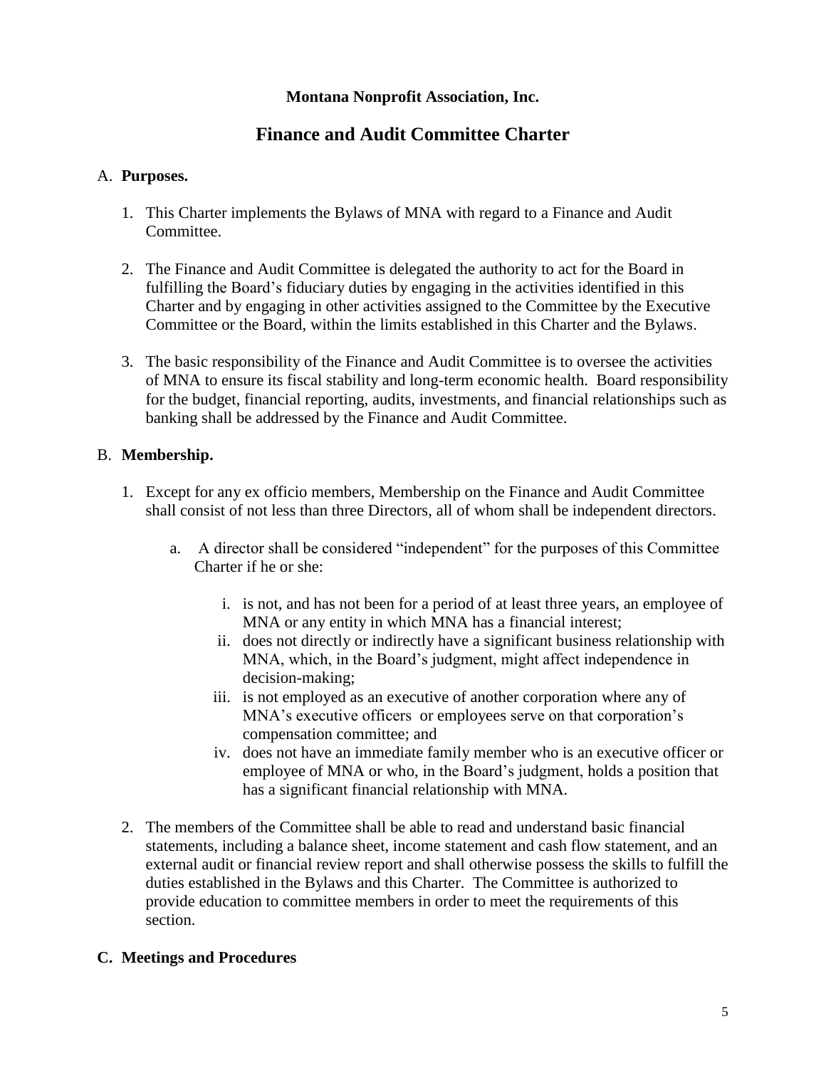**Montana Nonprofit Association, Inc.**

# Finance and Audit Committee Charter

A. **Purposes.**

1. This Charter implements the Bylaws of MNA with regard to a Finance and Audit Committee.

2. The Finance and Audit Committee is delegated the authority to act for the Board in fulfilling the Board's fiduciary duties by engaging in the activities identified in this Charter and by engaging in other activities assigned to the Committee by the Executive Committee or the Board, within the limits established in this Charter and the Bylaws.

3. The basic responsibility of the Finance and Audit Committee is to oversee the activities of MNA to ensure its fiscal stability and long-term economic health. Board responsibility for the budget, financial reporting, audits, investments, and financial relationships such as banking shall be addressed by the Finance and Audit Committee.

B. **Membership.**

1. Except for any ex officio members, Membership on the Finance and Audit Committee shall consist of not less than three Directors, all of whom shall be independent directors.

   a. A director shall be considered "independent" for the purposes of this Committee Charter if he or she:

      i. is not, and has not been for a period of at least three years, an employee of MNA or any entity in which MNA has a financial interest;
      ii. does not directly or indirectly have a significant business relationship with MNA, which, in the Board's judgment, might affect independence in decision-making;
      iii. is not employed as an executive of another corporation where any of MNA's executive officers or employees serve on that corporation's compensation committee; and
      iv. does not have an immediate family member who is an executive officer or employee of MNA or who, in the Board's judgment, holds a position that has a significant financial relationship with MNA.

2. The members of the Committee shall be able to read and understand basic financial statements, including a balance sheet, income statement and cash flow statement, and an external audit or financial review report and shall otherwise possess the skills to fulfill the duties established in the Bylaws and this Charter. The Committee is authorized to provide education to committee members in order to meet the requirements of this section.

**C. Meetings and Procedures**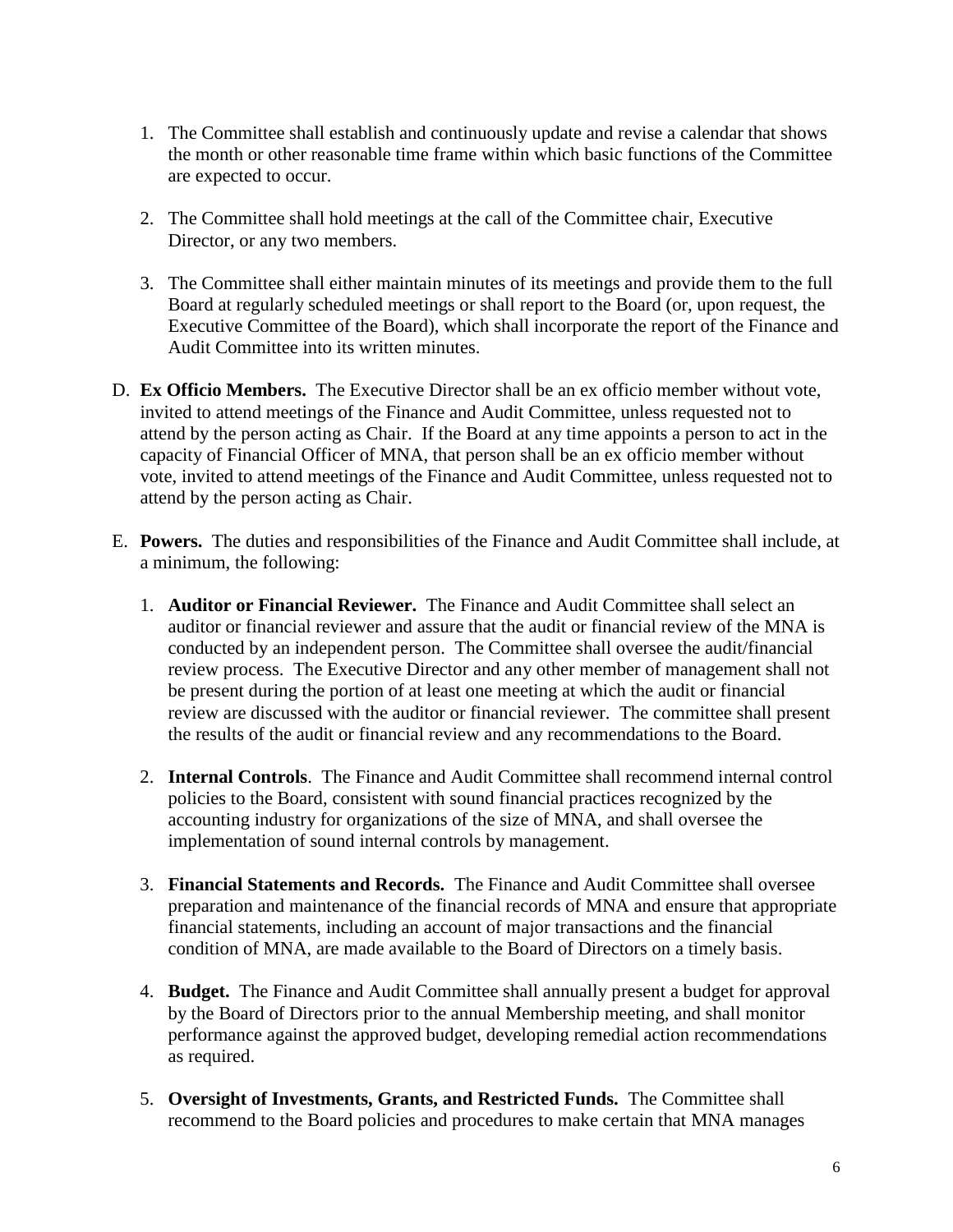1. The Committee shall establish and continuously update and revise a calendar that shows the month or other reasonable time frame within which basic functions of the Committee are expected to occur.

2. The Committee shall hold meetings at the call of the Committee chair, Executive Director, or any two members.

3. The Committee shall either maintain minutes of its meetings and provide them to the full Board at regularly scheduled meetings or shall report to the Board (or, upon request, the Executive Committee of the Board), which shall incorporate the report of the Finance and Audit Committee into its written minutes.

D. **Ex Officio Members.** The Executive Director shall be an ex officio member without vote, invited to attend meetings of the Finance and Audit Committee, unless requested not to attend by the person acting as Chair. If the Board at any time appoints a person to act in the capacity of Financial Officer of MNA, that person shall be an ex officio member without vote, invited to attend meetings of the Finance and Audit Committee, unless requested not to attend by the person acting as Chair.

E. **Powers.** The duties and responsibilities of the Finance and Audit Committee shall include, at a minimum, the following:

1. **Auditor or Financial Reviewer.** The Finance and Audit Committee shall select an auditor or financial reviewer and assure that the audit or financial review of the MNA is conducted by an independent person. The Committee shall oversee the audit/financial review process. The Executive Director and any other member of management shall not be present during the portion of at least one meeting at which the audit or financial review are discussed with the auditor or financial reviewer. The committee shall present the results of the audit or financial review and any recommendations to the Board.

2. **Internal Controls**. The Finance and Audit Committee shall recommend internal control policies to the Board, consistent with sound financial practices recognized by the accounting industry for organizations of the size of MNA, and shall oversee the implementation of sound internal controls by management.

3. **Financial Statements and Records.** The Finance and Audit Committee shall oversee preparation and maintenance of the financial records of MNA and ensure that appropriate financial statements, including an account of major transactions and the financial condition of MNA, are made available to the Board of Directors on a timely basis.

4. **Budget.** The Finance and Audit Committee shall annually present a budget for approval by the Board of Directors prior to the annual Membership meeting, and shall monitor performance against the approved budget, developing remedial action recommendations as required.

5. **Oversight of Investments, Grants, and Restricted Funds.** The Committee shall recommend to the Board policies and procedures to make certain that MNA manages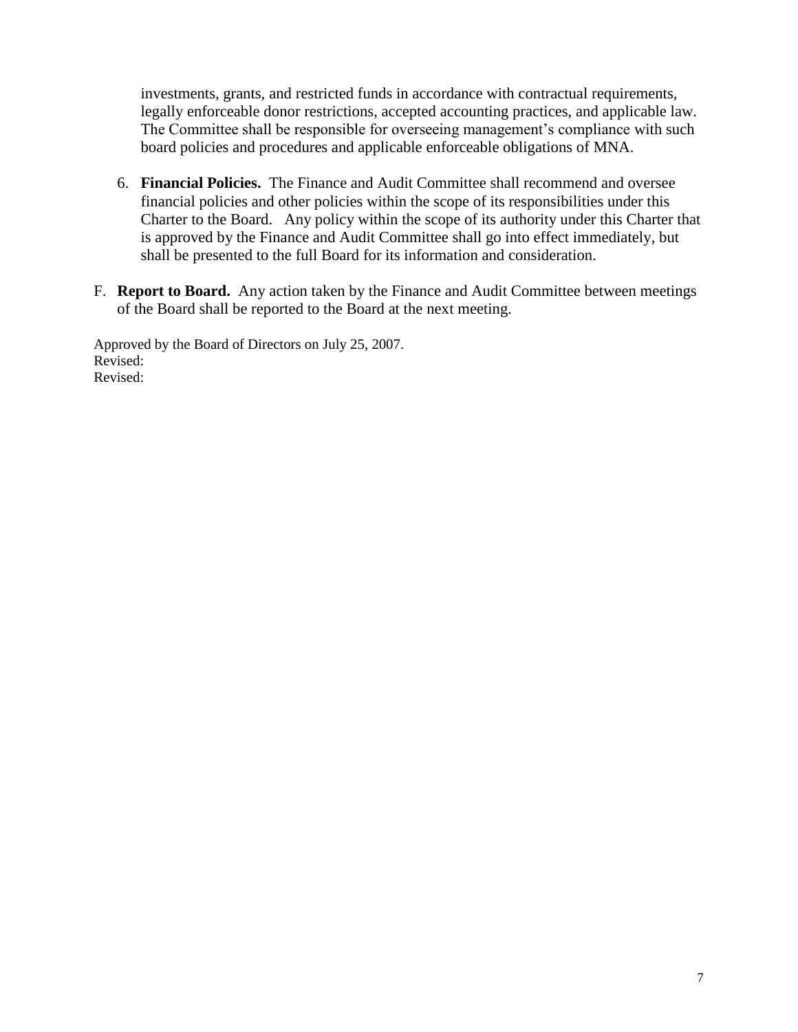investments, grants, and restricted funds in accordance with contractual requirements, legally enforceable donor restrictions, accepted accounting practices, and applicable law. The Committee shall be responsible for overseeing management's compliance with such board policies and procedures and applicable enforceable obligations of MNA.

6. **Financial Policies.** The Finance and Audit Committee shall recommend and oversee financial policies and other policies within the scope of its responsibilities under this Charter to the Board. Any policy within the scope of its authority under this Charter that is approved by the Finance and Audit Committee shall go into effect immediately, but shall be presented to the full Board for its information and consideration.

F. **Report to Board.** Any action taken by the Finance and Audit Committee between meetings of the Board shall be reported to the Board at the next meeting.

Approved by the Board of Directors on July 25, 2007.
Revised:
Revised: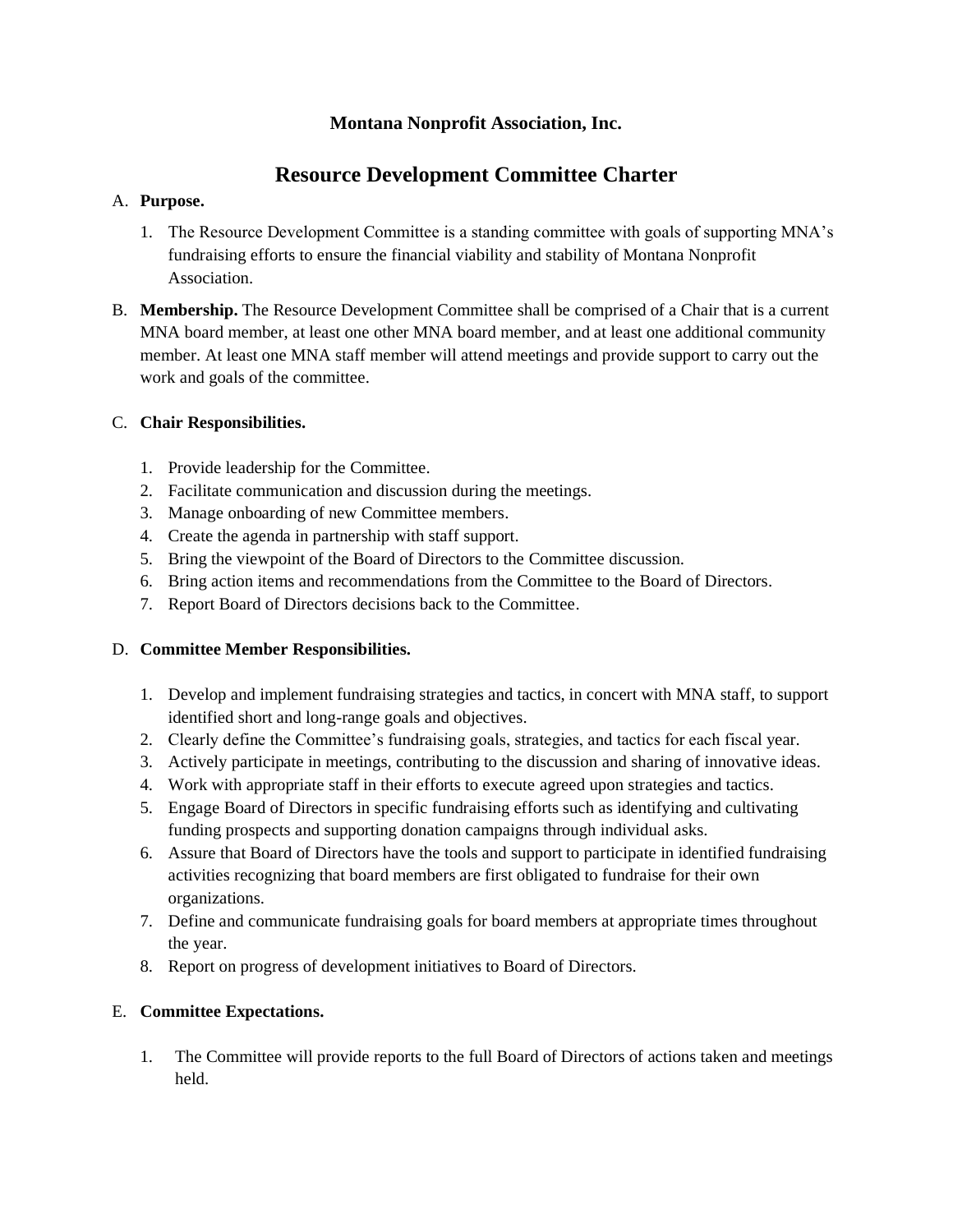**Montana Nonprofit Association, Inc.**

# Resource Development Committee Charter

A. **Purpose.**

1. The Resource Development Committee is a standing committee with goals of supporting MNA's fundraising efforts to ensure the financial viability and stability of Montana Nonprofit Association.

B. **Membership.** The Resource Development Committee shall be comprised of a Chair that is a current MNA board member, at least one other MNA board member, and at least one additional community member. At least one MNA staff member will attend meetings and provide support to carry out the work and goals of the committee.

C. **Chair Responsibilities.**

1. Provide leadership for the Committee.
2. Facilitate communication and discussion during the meetings.
3. Manage onboarding of new Committee members.
4. Create the agenda in partnership with staff support.
5. Bring the viewpoint of the Board of Directors to the Committee discussion.
6. Bring action items and recommendations from the Committee to the Board of Directors.
7. Report Board of Directors decisions back to the Committee.

D. **Committee Member Responsibilities.**

1. Develop and implement fundraising strategies and tactics, in concert with MNA staff, to support identified short and long-range goals and objectives.
2. Clearly define the Committee's fundraising goals, strategies, and tactics for each fiscal year.
3. Actively participate in meetings, contributing to the discussion and sharing of innovative ideas.
4. Work with appropriate staff in their efforts to execute agreed upon strategies and tactics.
5. Engage Board of Directors in specific fundraising efforts such as identifying and cultivating funding prospects and supporting donation campaigns through individual asks.
6. Assure that Board of Directors have the tools and support to participate in identified fundraising activities recognizing that board members are first obligated to fundraise for their own organizations.
7. Define and communicate fundraising goals for board members at appropriate times throughout the year.
8. Report on progress of development initiatives to Board of Directors.

E. **Committee Expectations.**

1. The Committee will provide reports to the full Board of Directors of actions taken and meetings held.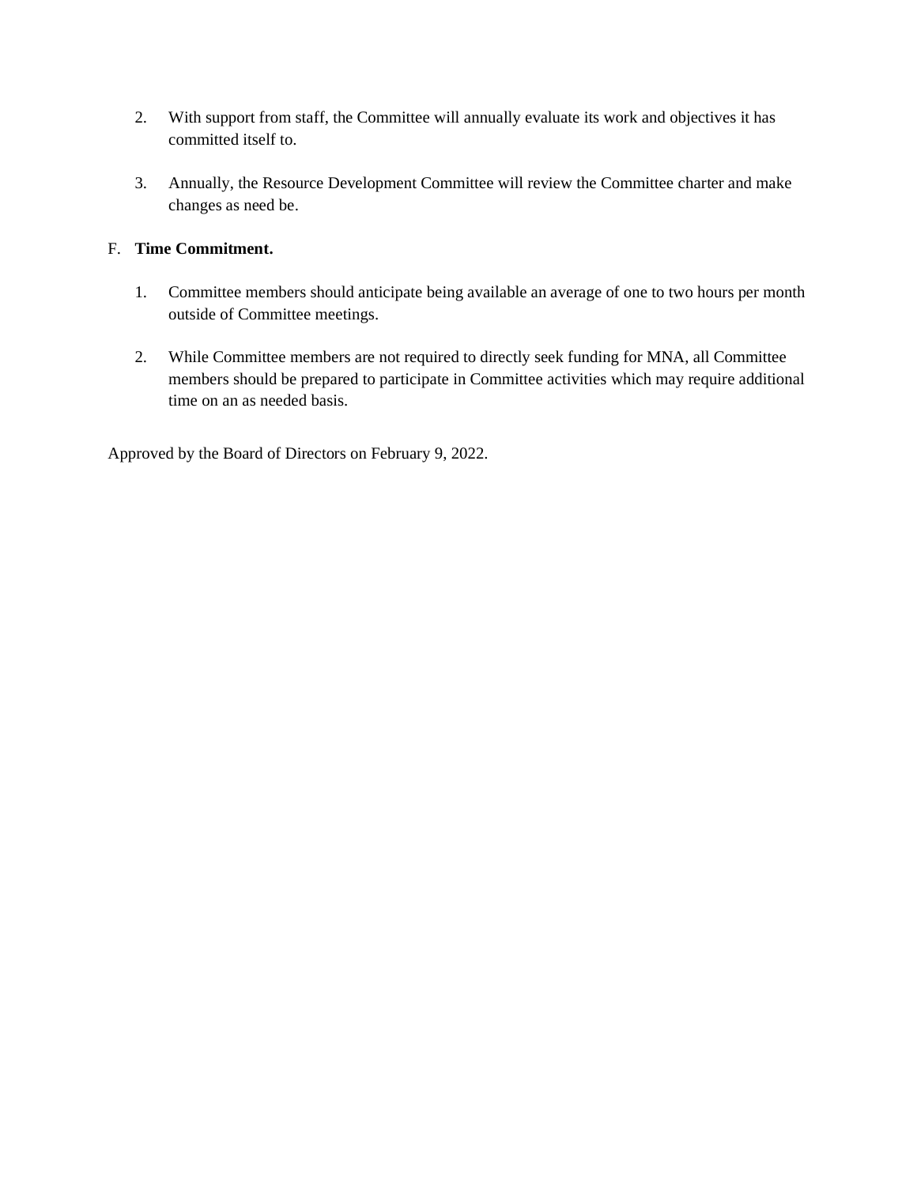2. With support from staff, the Committee will annually evaluate its work and objectives it has committed itself to.

3. Annually, the Resource Development Committee will review the Committee charter and make changes as need be.

F. **Time Commitment.**

1. Committee members should anticipate being available an average of one to two hours per month outside of Committee meetings.

2. While Committee members are not required to directly seek funding for MNA, all Committee members should be prepared to participate in Committee activities which may require additional time on an as needed basis.

Approved by the Board of Directors on February 9, 2022.